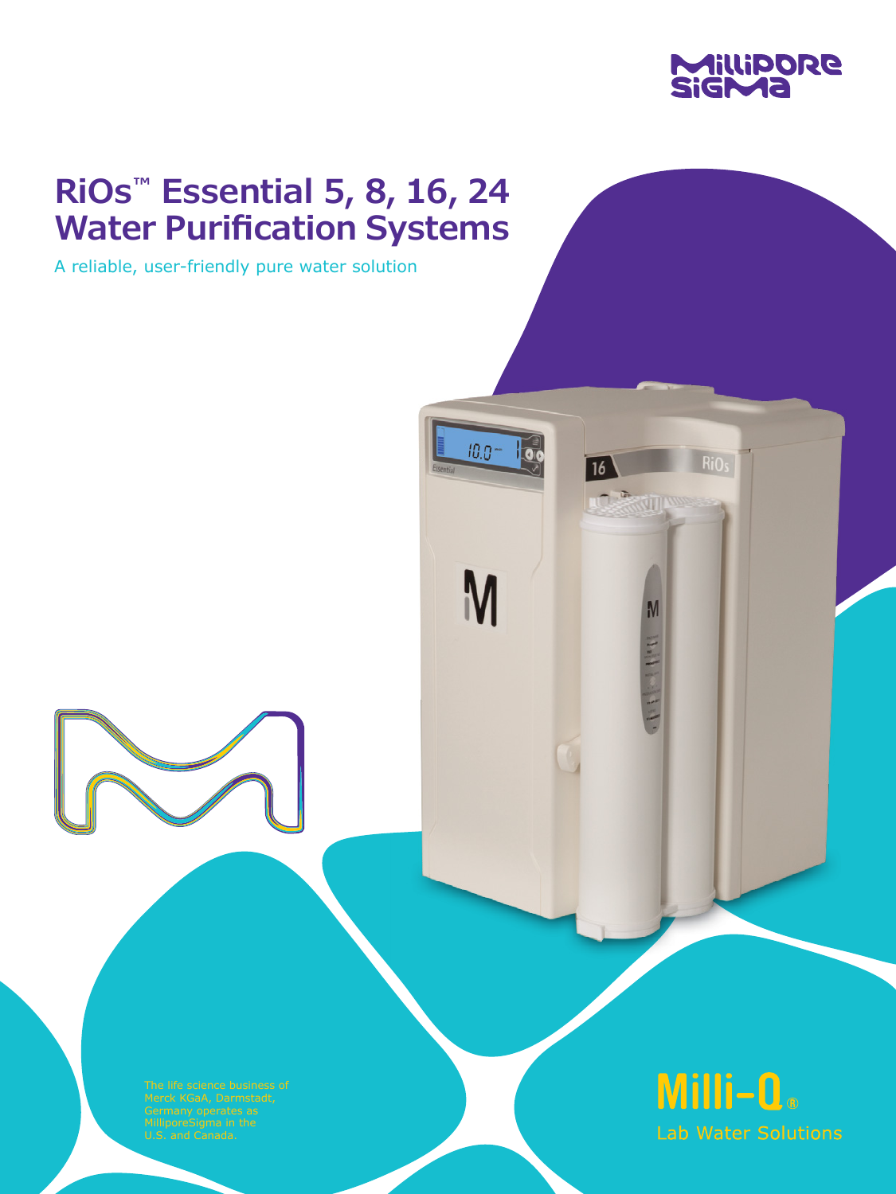MilliporeSigma

# RiOs™ Essential 5, 8, 16, 24 Water Purification Systems

A reliable, user-friendly pure water solution

The life science business of Merck KGaA, Darmstadt, Germany operates as MilliporeSigma in the U.S. and Canada.

Milli-Q®
Lab Water Solutions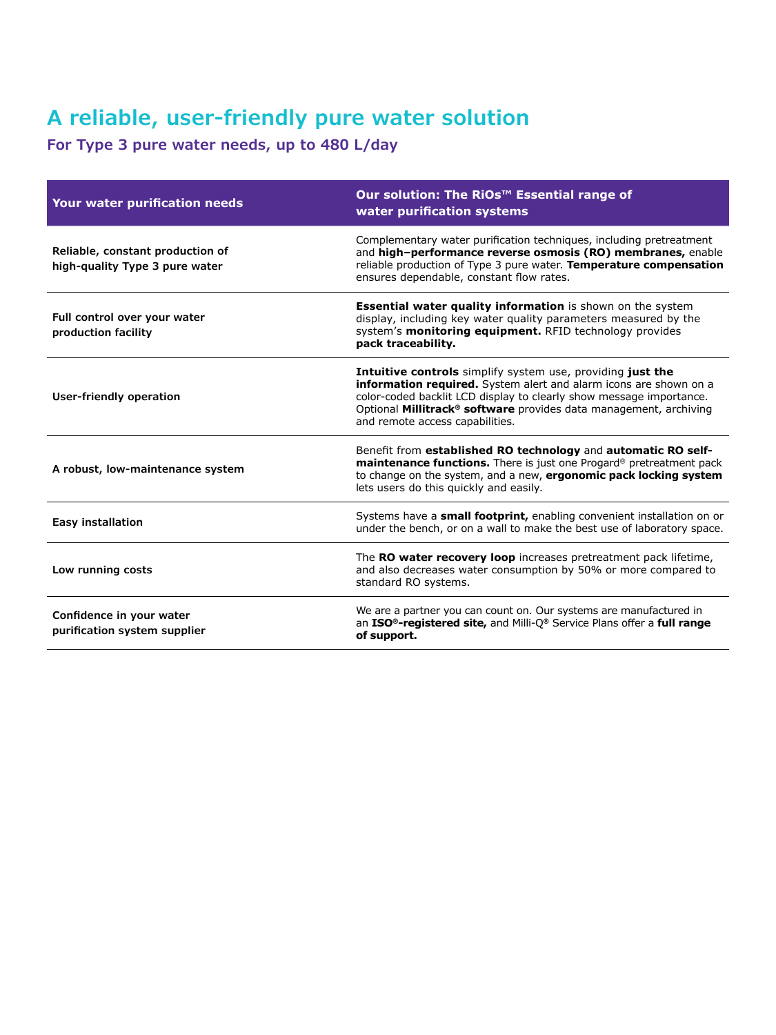# A reliable, user-friendly pure water solution

## For Type 3 pure water needs, up to 480 L/day

| Your water purification needs | Our solution: The RiOs™ Essential range of water purification systems |
|---|---|
| Reliable, constant production of high-quality Type 3 pure water | Complementary water purification techniques, including pretreatment and **high–performance reverse osmosis (RO) membranes,** enable reliable production of Type 3 pure water. **Temperature compensation** ensures dependable, constant flow rates. |
| Full control over your water production facility | **Essential water quality information** is shown on the system display, including key water quality parameters measured by the system's **monitoring equipment.** RFID technology provides **pack traceability.** |
| User-friendly operation | **Intuitive controls** simplify system use, providing **just the information required.** System alert and alarm icons are shown on a color-coded backlit LCD display to clearly show message importance. Optional **Millitrack® software** provides data management, archiving and remote access capabilities. |
| A robust, low-maintenance system | Benefit from **established RO technology** and **automatic RO self-maintenance functions.** There is just one Progard® pretreatment pack to change on the system, and a new, **ergonomic pack locking system** lets users do this quickly and easily. |
| Easy installation | Systems have a **small footprint,** enabling convenient installation on or under the bench, or on a wall to make the best use of laboratory space. |
| Low running costs | The **RO water recovery loop** increases pretreatment pack lifetime, and also decreases water consumption by 50% or more compared to standard RO systems. |
| Confidence in your water purification system supplier | We are a partner you can count on. Our systems are manufactured in an **ISO®-registered site,** and Milli-Q® Service Plans offer a **full range of support.** |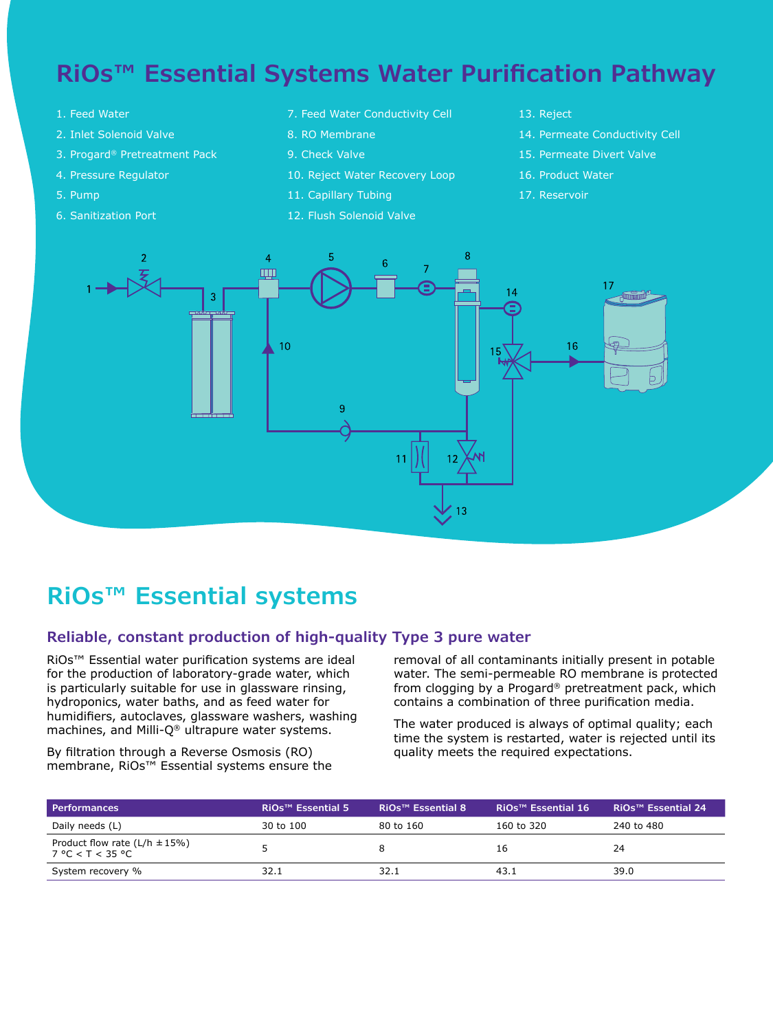# RiOs™ Essential Systems Water Purification Pathway

1. Feed Water
2. Inlet Solenoid Valve
3. Progard® Pretreatment Pack
4. Pressure Regulator
5. Pump
6. Sanitization Port
7. Feed Water Conductivity Cell
8. RO Membrane
9. Check Valve
10. Reject Water Recovery Loop
11. Capillary Tubing
12. Flush Solenoid Valve
13. Reject
14. Permeate Conductivity Cell
15. Permeate Divert Valve
16. Product Water
17. Reservoir

## RiOs™ Essential systems

### Reliable, constant production of high-quality Type 3 pure water

RiOs™ Essential water purification systems are ideal for the production of laboratory-grade water, which is particularly suitable for use in glassware rinsing, hydroponics, water baths, and as feed water for humidifiers, autoclaves, glassware washers, washing machines, and Milli-Q® ultrapure water systems.

By filtration through a Reverse Osmosis (RO) membrane, RiOs™ Essential systems ensure the removal of all contaminants initially present in potable water. The semi-permeable RO membrane is protected from clogging by a Progard® pretreatment pack, which contains a combination of three purification media.

The water produced is always of optimal quality; each time the system is restarted, water is rejected until its quality meets the required expectations.

| Performances | RiOs™ Essential 5 | RiOs™ Essential 8 | RiOs™ Essential 16 | RiOs™ Essential 24 |
|---|---|---|---|---|
| Daily needs (L) | 30 to 100 | 80 to 160 | 160 to 320 | 240 to 480 |
| Product flow rate (L/h ±15%) 7 °C < T < 35 °C | 5 | 8 | 16 | 24 |
| System recovery % | 32.1 | 32.1 | 43.1 | 39.0 |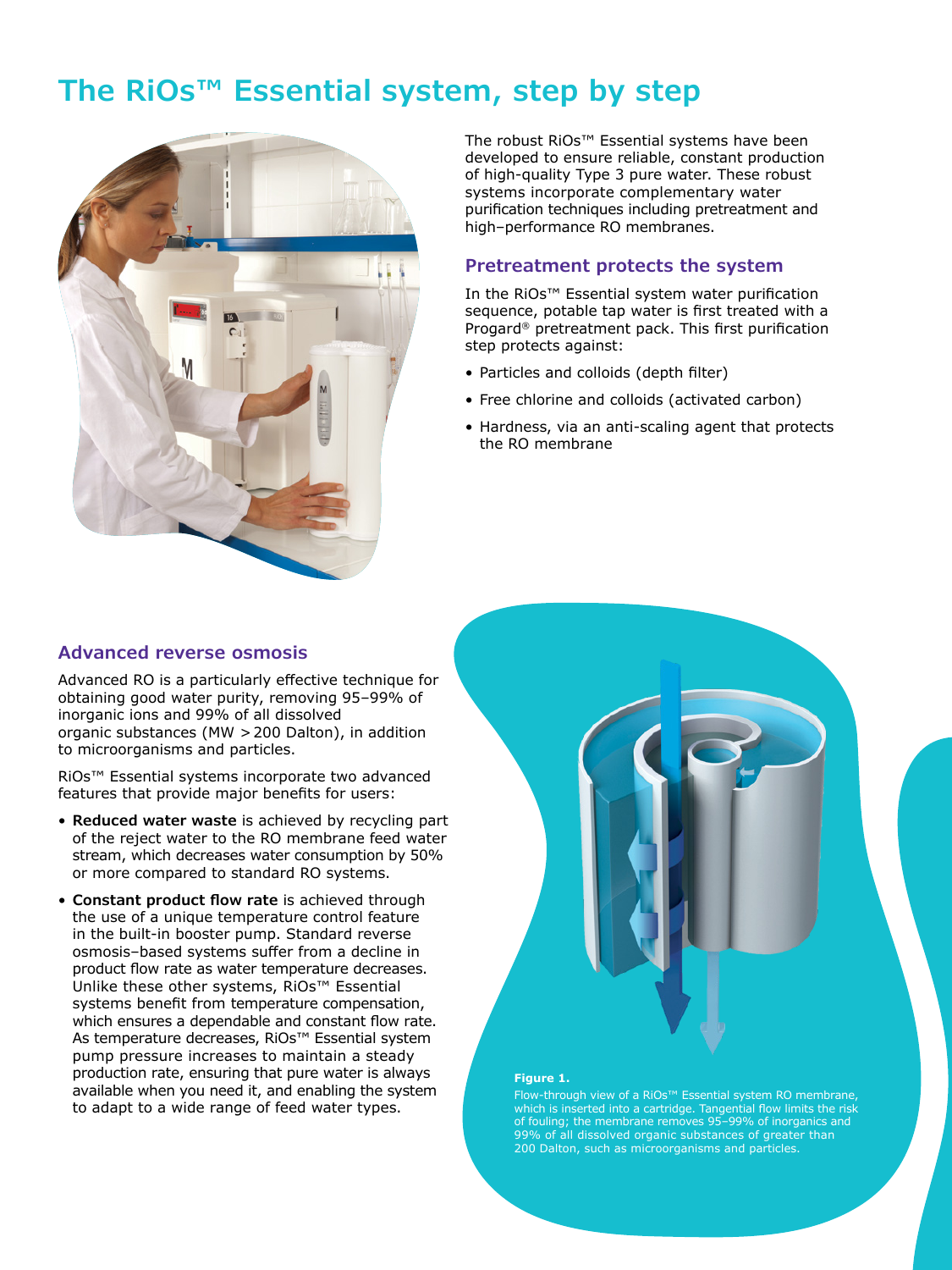# The RiOs™ Essential system, step by step

The robust RiOs™ Essential systems have been developed to ensure reliable, constant production of high-quality Type 3 pure water. These robust systems incorporate complementary water purification techniques including pretreatment and high–performance RO membranes.

## Pretreatment protects the system

In the RiOs™ Essential system water purification sequence, potable tap water is first treated with a Progard® pretreatment pack. This first purification step protects against:

- Particles and colloids (depth filter)
- Free chlorine and colloids (activated carbon)
- Hardness, via an anti-scaling agent that protects the RO membrane

## Advanced reverse osmosis

Advanced RO is a particularly effective technique for obtaining good water purity, removing 95–99% of inorganic ions and 99% of all dissolved organic substances (MW > 200 Dalton), in addition to microorganisms and particles.

RiOs™ Essential systems incorporate two advanced features that provide major benefits for users:

- **Reduced water waste** is achieved by recycling part of the reject water to the RO membrane feed water stream, which decreases water consumption by 50% or more compared to standard RO systems.
- **Constant product flow rate** is achieved through the use of a unique temperature control feature in the built-in booster pump. Standard reverse osmosis–based systems suffer from a decline in product flow rate as water temperature decreases. Unlike these other systems, RiOs™ Essential systems benefit from temperature compensation, which ensures a dependable and constant flow rate. As temperature decreases, RiOs™ Essential system pump pressure increases to maintain a steady production rate, ensuring that pure water is always available when you need it, and enabling the system to adapt to a wide range of feed water types.

**Figure 1.**

Flow-through view of a RiOs™ Essential system RO membrane, which is inserted into a cartridge. Tangential flow limits the risk of fouling; the membrane removes 95–99% of inorganics and 99% of all dissolved organic substances of greater than 200 Dalton, such as microorganisms and particles.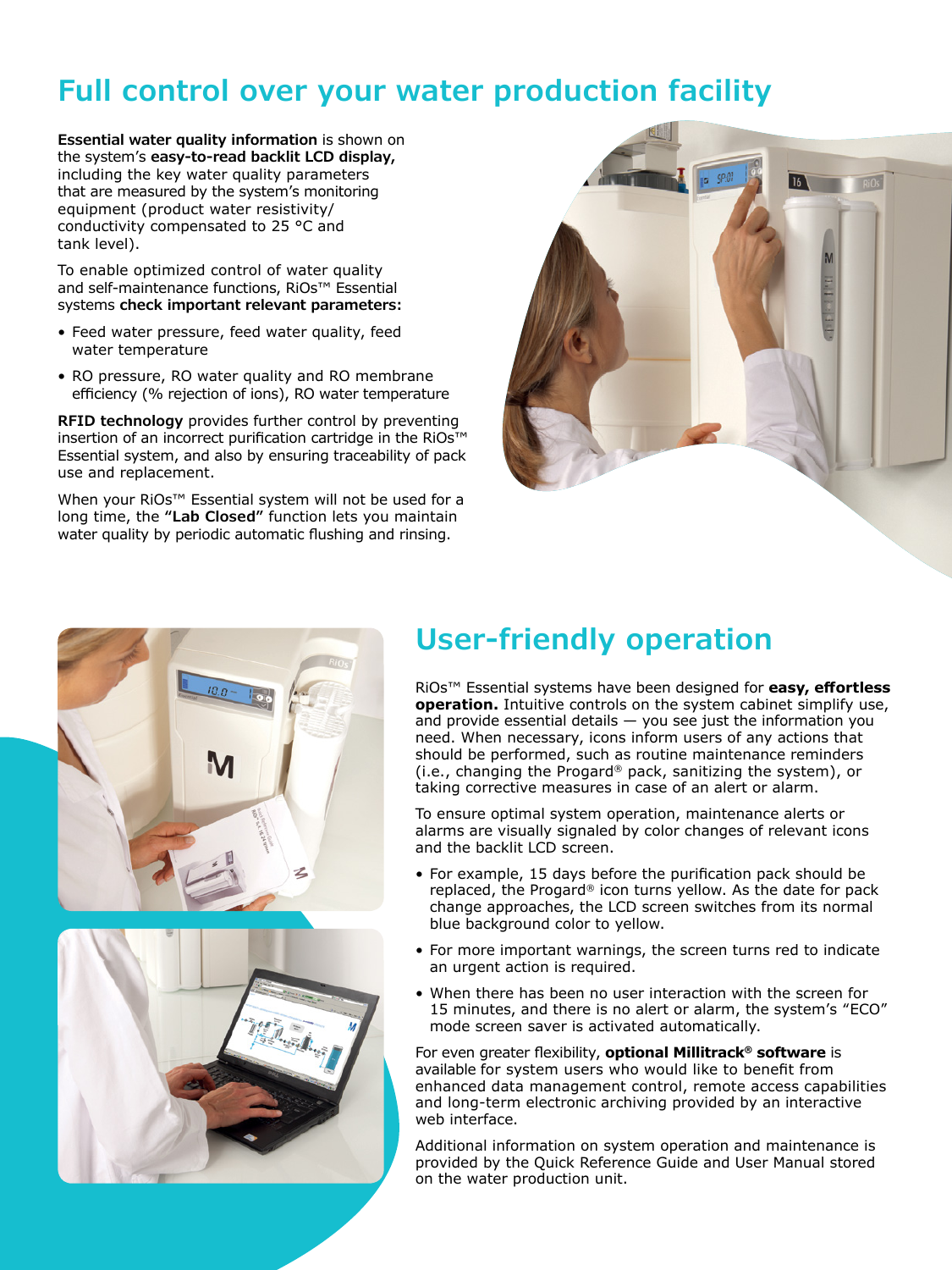# Full control over your water production facility

**Essential water quality information** is shown on the system's **easy-to-read backlit LCD display,** including the key water quality parameters that are measured by the system's monitoring equipment (product water resistivity/ conductivity compensated to 25 °C and tank level).

To enable optimized control of water quality and self-maintenance functions, RiOs™ Essential systems **check important relevant parameters:**

- Feed water pressure, feed water quality, feed water temperature
- RO pressure, RO water quality and RO membrane efficiency (% rejection of ions), RO water temperature

**RFID technology** provides further control by preventing insertion of an incorrect purification cartridge in the RiOs™ Essential system, and also by ensuring traceability of pack use and replacement.

When your RiOs™ Essential system will not be used for a long time, the **"Lab Closed"** function lets you maintain water quality by periodic automatic flushing and rinsing.

# User-friendly operation

RiOs™ Essential systems have been designed for **easy, effortless operation.** Intuitive controls on the system cabinet simplify use, and provide essential details — you see just the information you need. When necessary, icons inform users of any actions that should be performed, such as routine maintenance reminders (i.e., changing the Progard® pack, sanitizing the system), or taking corrective measures in case of an alert or alarm.

To ensure optimal system operation, maintenance alerts or alarms are visually signaled by color changes of relevant icons and the backlit LCD screen.

- For example, 15 days before the purification pack should be replaced, the Progard® icon turns yellow. As the date for pack change approaches, the LCD screen switches from its normal blue background color to yellow.
- For more important warnings, the screen turns red to indicate an urgent action is required.
- When there has been no user interaction with the screen for 15 minutes, and there is no alert or alarm, the system's "ECO" mode screen saver is activated automatically.

For even greater flexibility, **optional Millitrack® software** is available for system users who would like to benefit from enhanced data management control, remote access capabilities and long-term electronic archiving provided by an interactive web interface.

Additional information on system operation and maintenance is provided by the Quick Reference Guide and User Manual stored on the water production unit.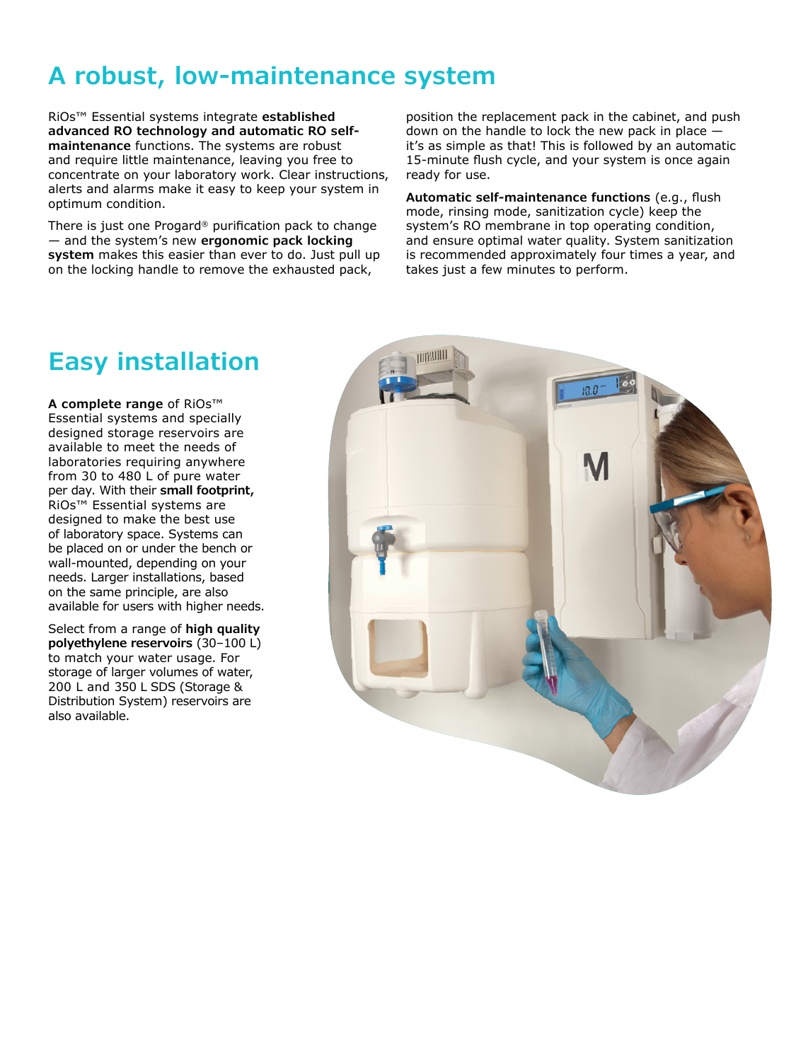# A robust, low-maintenance system

RiOs™ Essential systems integrate **established advanced RO technology and automatic RO self-maintenance** functions. The systems are robust and require little maintenance, leaving you free to concentrate on your laboratory work. Clear instructions, alerts and alarms make it easy to keep your system in optimum condition.

There is just one Progard® purification pack to change — and the system's new **ergonomic pack locking system** makes this easier than ever to do. Just pull up on the locking handle to remove the exhausted pack, position the replacement pack in the cabinet, and push down on the handle to lock the new pack in place — it's as simple as that! This is followed by an automatic 15-minute flush cycle, and your system is once again ready for use.

**Automatic self-maintenance functions** (e.g., flush mode, rinsing mode, sanitization cycle) keep the system's RO membrane in top operating condition, and ensure optimal water quality. System sanitization is recommended approximately four times a year, and takes just a few minutes to perform.

# Easy installation

**A complete range** of RiOs™ Essential systems and specially designed storage reservoirs are available to meet the needs of laboratories requiring anywhere from 30 to 480 L of pure water per day. With their **small footprint,** RiOs™ Essential systems are designed to make the best use of laboratory space. Systems can be placed on or under the bench or wall-mounted, depending on your needs. Larger installations, based on the same principle, are also available for users with higher needs.

Select from a range of **high quality polyethylene reservoirs** (30–100 L) to match your water usage. For storage of larger volumes of water, 200 L and 350 L SDS (Storage & Distribution System) reservoirs are also available.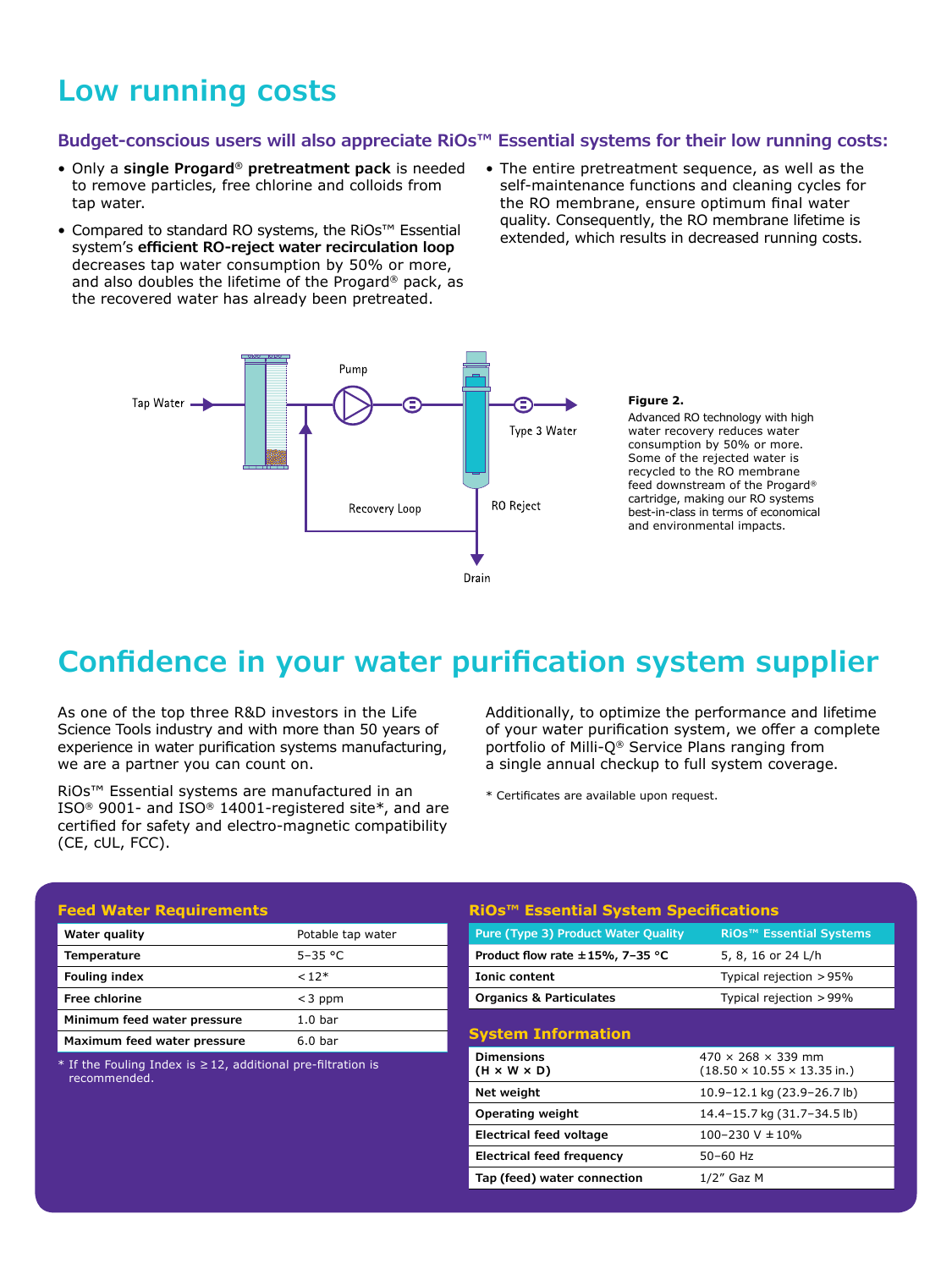# Low running costs

### Budget-conscious users will also appreciate RiOs™ Essential systems for their low running costs:

- Only a **single Progard® pretreatment pack** is needed to remove particles, free chlorine and colloids from tap water.
- Compared to standard RO systems, the RiOs™ Essential system's **efficient RO-reject water recirculation loop** decreases tap water consumption by 50% or more, and also doubles the lifetime of the Progard® pack, as the recovered water has already been pretreated.
- The entire pretreatment sequence, as well as the self-maintenance functions and cleaning cycles for the RO membrane, ensure optimum final water quality. Consequently, the RO membrane lifetime is extended, which results in decreased running costs.

Tap Water — Pump — Type 3 Water — Recovery Loop — RO Reject — Drain

**Figure 2.**
Advanced RO technology with high water recovery reduces water consumption by 50% or more. Some of the rejected water is recycled to the RO membrane feed downstream of the Progard® cartridge, making our RO systems best-in-class in terms of economical and environmental impacts.

# Confidence in your water purification system supplier

As one of the top three R&D investors in the Life Science Tools industry and with more than 50 years of experience in water purification systems manufacturing, we are a partner you can count on.

RiOs™ Essential systems are manufactured in an ISO® 9001- and ISO® 14001-registered site*, and are certified for safety and electro-magnetic compatibility (CE, cUL, FCC).

Additionally, to optimize the performance and lifetime of your water purification system, we offer a complete portfolio of Milli-Q® Service Plans ranging from a single annual checkup to full system coverage.

\* Certificates are available upon request.

### Feed Water Requirements

| | |
|---|---|
| **Water quality** | Potable tap water |
| **Temperature** | 5–35 °C |
| **Fouling index** | < 12* |
| **Free chlorine** | < 3 ppm |
| **Minimum feed water pressure** | 1.0 bar |
| **Maximum feed water pressure** | 6.0 bar |

\* If the Fouling Index is ≥ 12, additional pre-filtration is recommended.

### RiOs™ Essential System Specifications

| Pure (Type 3) Product Water Quality | RiOs™ Essential Systems |
|---|---|
| **Product flow rate ±15%, 7–35 °C** | 5, 8, 16 or 24 L/h |
| **Ionic content** | Typical rejection > 95% |
| **Organics & Particulates** | Typical rejection > 99% |

### System Information

| | |
|---|---|
| **Dimensions (H × W × D)** | 470 × 268 × 339 mm (18.50 × 10.55 × 13.35 in.) |
| **Net weight** | 10.9–12.1 kg (23.9–26.7 lb) |
| **Operating weight** | 14.4–15.7 kg (31.7–34.5 lb) |
| **Electrical feed voltage** | 100–230 V ± 10% |
| **Electrical feed frequency** | 50–60 Hz |
| **Tap (feed) water connection** | 1/2" Gaz M |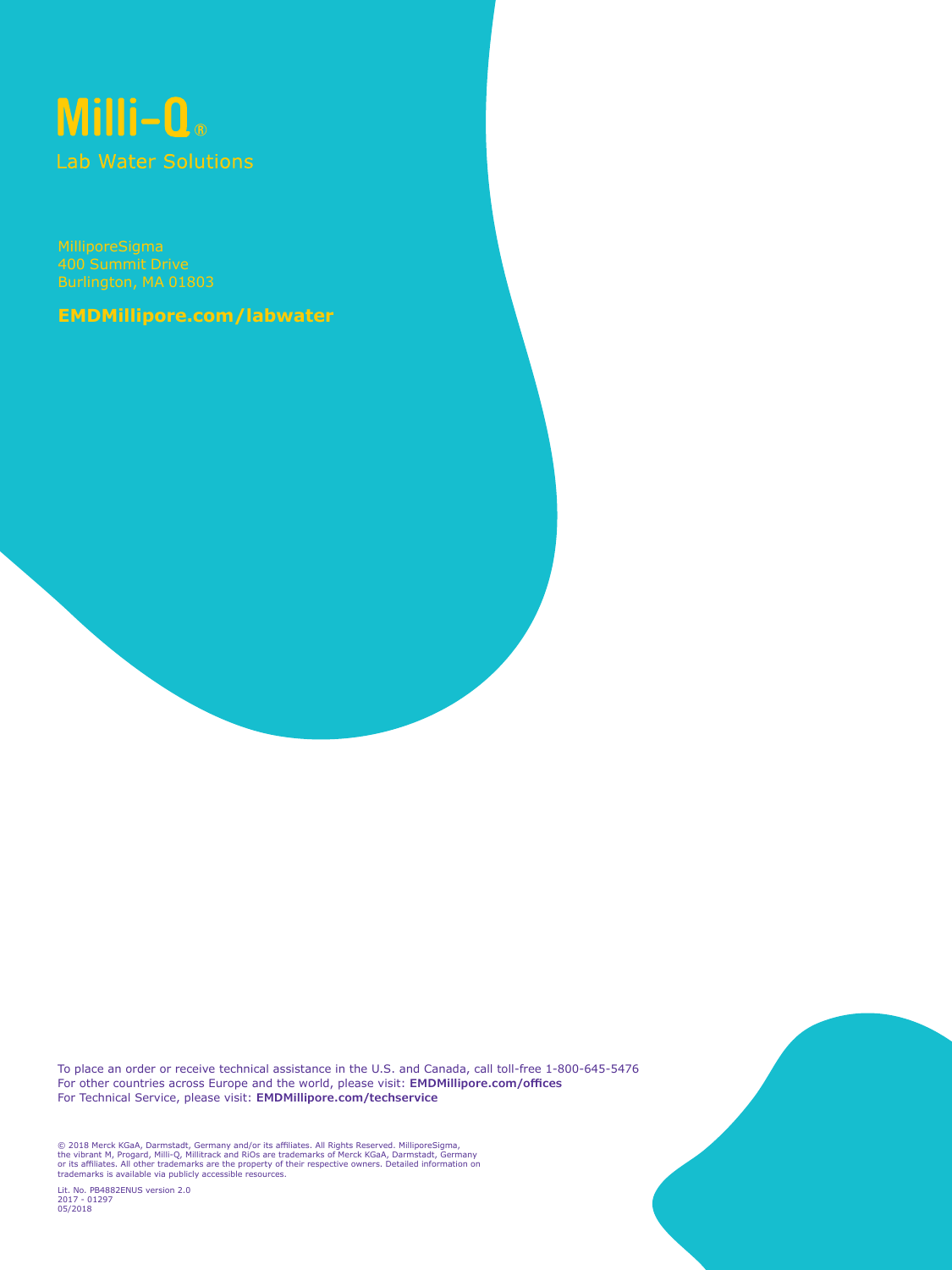# Milli-Q®

Lab Water Solutions

MilliporeSigma
400 Summit Drive
Burlington, MA 01803

**EMDMillipore.com/labwater**

To place an order or receive technical assistance in the U.S. and Canada, call toll-free 1-800-645-5476
For other countries across Europe and the world, please visit: **EMDMillipore.com/offices**
For Technical Service, please visit: **EMDMillipore.com/techservice**

© 2018 Merck KGaA, Darmstadt, Germany and/or its affiliates. All Rights Reserved. MilliporeSigma, the vibrant M, Progard, Milli-Q, Millitrack and RiOs are trademarks of Merck KGaA, Darmstadt, Germany or its affiliates. All other trademarks are the property of their respective owners. Detailed information on trademarks is available via publicly accessible resources.

Lit. No. PB4882ENUS version 2.0
2017 - 01297
05/2018